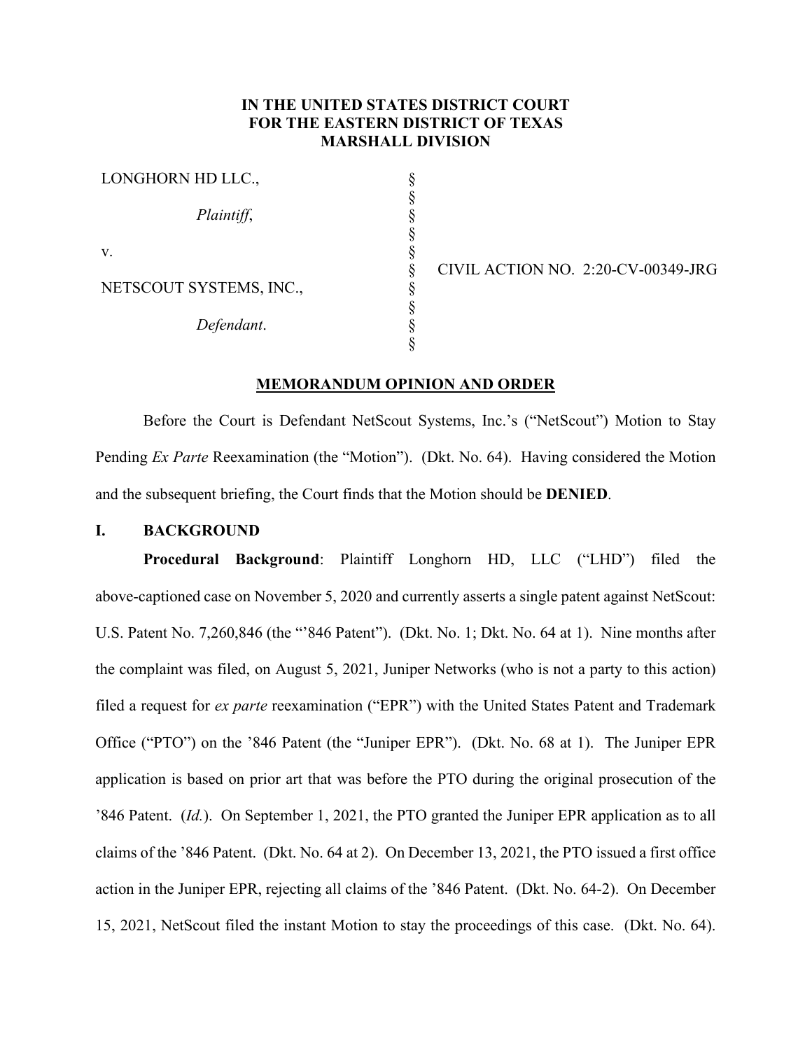**IN THE UNITED STATES DISTRICT COURT**
**FOR THE EASTERN DISTRICT OF TEXAS**
**MARSHALL DIVISION**

| | | |
|---|---|---|
| LONGHORN HD LLC., | § | |
| | § | |
| *Plaintiff*, | § | |
| | § | |
| v. | § | |
| | § | CIVIL ACTION NO. 2:20-CV-00349-JRG |
| NETSCOUT SYSTEMS, INC., | § | |
| | § | |
| *Defendant*. | § | |
| | § | |

**MEMORANDUM OPINION AND ORDER**

Before the Court is Defendant NetScout Systems, Inc.'s ("NetScout") Motion to Stay Pending *Ex Parte* Reexamination (the "Motion"). (Dkt. No. 64). Having considered the Motion and the subsequent briefing, the Court finds that the Motion should be **DENIED**.

## I. BACKGROUND

**Procedural Background**: Plaintiff Longhorn HD, LLC ("LHD") filed the above-captioned case on November 5, 2020 and currently asserts a single patent against NetScout: U.S. Patent No. 7,260,846 (the "'846 Patent"). (Dkt. No. 1; Dkt. No. 64 at 1). Nine months after the complaint was filed, on August 5, 2021, Juniper Networks (who is not a party to this action) filed a request for *ex parte* reexamination ("EPR") with the United States Patent and Trademark Office ("PTO") on the '846 Patent (the "Juniper EPR"). (Dkt. No. 68 at 1). The Juniper EPR application is based on prior art that was before the PTO during the original prosecution of the '846 Patent. (*Id.*). On September 1, 2021, the PTO granted the Juniper EPR application as to all claims of the '846 Patent. (Dkt. No. 64 at 2). On December 13, 2021, the PTO issued a first office action in the Juniper EPR, rejecting all claims of the '846 Patent. (Dkt. No. 64-2). On December 15, 2021, NetScout filed the instant Motion to stay the proceedings of this case. (Dkt. No. 64).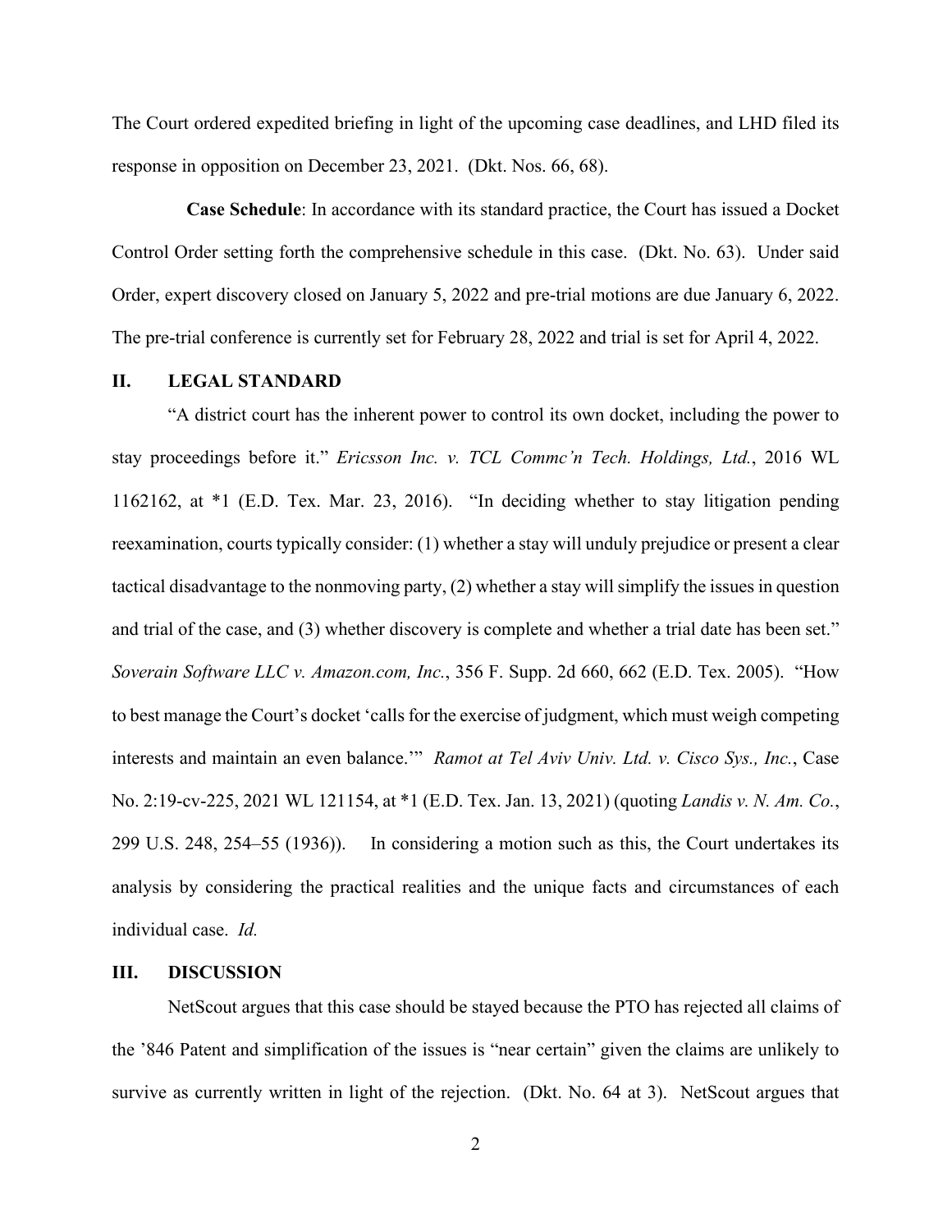The Court ordered expedited briefing in light of the upcoming case deadlines, and LHD filed its response in opposition on December 23, 2021. (Dkt. Nos. 66, 68).

**Case Schedule**: In accordance with its standard practice, the Court has issued a Docket Control Order setting forth the comprehensive schedule in this case. (Dkt. No. 63). Under said Order, expert discovery closed on January 5, 2022 and pre-trial motions are due January 6, 2022. The pre-trial conference is currently set for February 28, 2022 and trial is set for April 4, 2022.

## II. LEGAL STANDARD

"A district court has the inherent power to control its own docket, including the power to stay proceedings before it." *Ericsson Inc. v. TCL Commc'n Tech. Holdings, Ltd.*, 2016 WL 1162162, at *1 (E.D. Tex. Mar. 23, 2016). "In deciding whether to stay litigation pending reexamination, courts typically consider: (1) whether a stay will unduly prejudice or present a clear tactical disadvantage to the nonmoving party, (2) whether a stay will simplify the issues in question and trial of the case, and (3) whether discovery is complete and whether a trial date has been set." *Soverain Software LLC v. Amazon.com, Inc.*, 356 F. Supp. 2d 660, 662 (E.D. Tex. 2005). "How to best manage the Court's docket 'calls for the exercise of judgment, which must weigh competing interests and maintain an even balance.'" *Ramot at Tel Aviv Univ. Ltd. v. Cisco Sys., Inc.*, Case No. 2:19-cv-225, 2021 WL 121154, at *1 (E.D. Tex. Jan. 13, 2021) (quoting *Landis v. N. Am. Co.*, 299 U.S. 248, 254–55 (1936)). In considering a motion such as this, the Court undertakes its analysis by considering the practical realities and the unique facts and circumstances of each individual case. *Id.*

## III. DISCUSSION

NetScout argues that this case should be stayed because the PTO has rejected all claims of the '846 Patent and simplification of the issues is "near certain" given the claims are unlikely to survive as currently written in light of the rejection. (Dkt. No. 64 at 3). NetScout argues that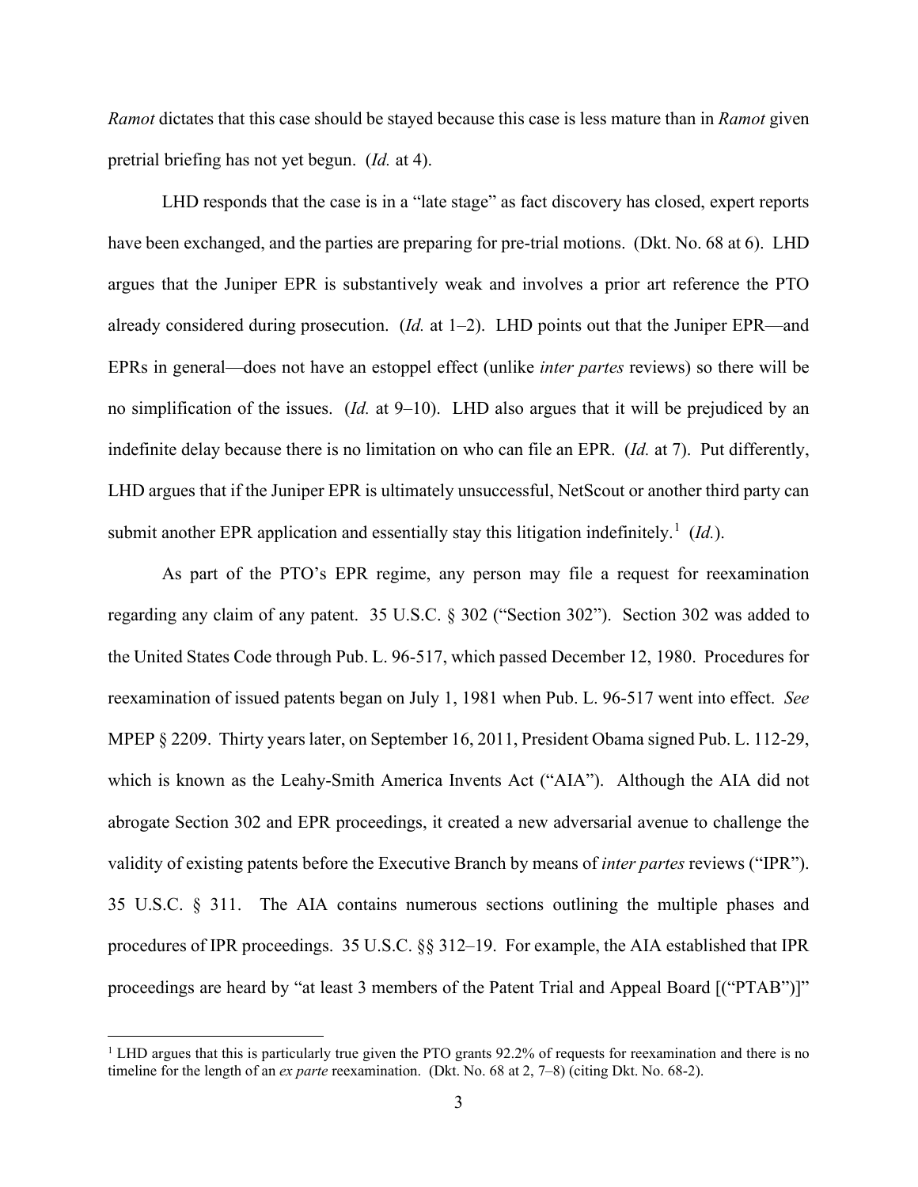*Ramot* dictates that this case should be stayed because this case is less mature than in *Ramot* given pretrial briefing has not yet begun. (*Id.* at 4).

LHD responds that the case is in a "late stage" as fact discovery has closed, expert reports have been exchanged, and the parties are preparing for pre-trial motions. (Dkt. No. 68 at 6). LHD argues that the Juniper EPR is substantively weak and involves a prior art reference the PTO already considered during prosecution. (*Id.* at 1–2). LHD points out that the Juniper EPR—and EPRs in general—does not have an estoppel effect (unlike *inter partes* reviews) so there will be no simplification of the issues. (*Id.* at 9–10). LHD also argues that it will be prejudiced by an indefinite delay because there is no limitation on who can file an EPR. (*Id.* at 7). Put differently, LHD argues that if the Juniper EPR is ultimately unsuccessful, NetScout or another third party can submit another EPR application and essentially stay this litigation indefinitely.[1] (*Id.*).

As part of the PTO's EPR regime, any person may file a request for reexamination regarding any claim of any patent. 35 U.S.C. § 302 ("Section 302"). Section 302 was added to the United States Code through Pub. L. 96-517, which passed December 12, 1980. Procedures for reexamination of issued patents began on July 1, 1981 when Pub. L. 96-517 went into effect. *See* MPEP § 2209. Thirty years later, on September 16, 2011, President Obama signed Pub. L. 112-29, which is known as the Leahy-Smith America Invents Act ("AIA"). Although the AIA did not abrogate Section 302 and EPR proceedings, it created a new adversarial avenue to challenge the validity of existing patents before the Executive Branch by means of *inter partes* reviews ("IPR"). 35 U.S.C. § 311. The AIA contains numerous sections outlining the multiple phases and procedures of IPR proceedings. 35 U.S.C. §§ 312–19. For example, the AIA established that IPR proceedings are heard by "at least 3 members of the Patent Trial and Appeal Board [("PTAB")]"

---

[1] LHD argues that this is particularly true given the PTO grants 92.2% of requests for reexamination and there is no timeline for the length of an *ex parte* reexamination. (Dkt. No. 68 at 2, 7–8) (citing Dkt. No. 68-2).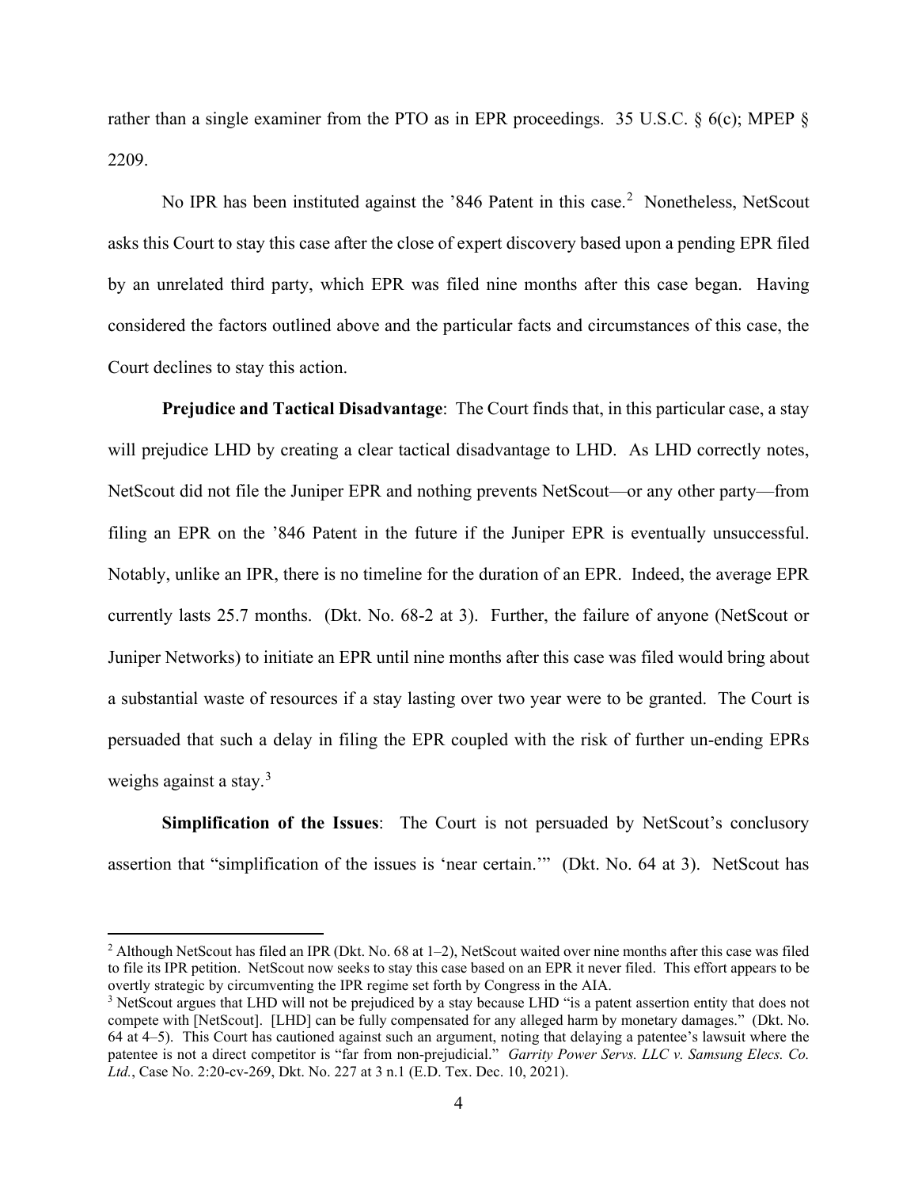rather than a single examiner from the PTO as in EPR proceedings. 35 U.S.C. § 6(c); MPEP § 2209.

No IPR has been instituted against the '846 Patent in this case.[2] Nonetheless, NetScout asks this Court to stay this case after the close of expert discovery based upon a pending EPR filed by an unrelated third party, which EPR was filed nine months after this case began. Having considered the factors outlined above and the particular facts and circumstances of this case, the Court declines to stay this action.

**Prejudice and Tactical Disadvantage**: The Court finds that, in this particular case, a stay will prejudice LHD by creating a clear tactical disadvantage to LHD. As LHD correctly notes, NetScout did not file the Juniper EPR and nothing prevents NetScout—or any other party—from filing an EPR on the '846 Patent in the future if the Juniper EPR is eventually unsuccessful. Notably, unlike an IPR, there is no timeline for the duration of an EPR. Indeed, the average EPR currently lasts 25.7 months. (Dkt. No. 68-2 at 3). Further, the failure of anyone (NetScout or Juniper Networks) to initiate an EPR until nine months after this case was filed would bring about a substantial waste of resources if a stay lasting over two year were to be granted. The Court is persuaded that such a delay in filing the EPR coupled with the risk of further un-ending EPRs weighs against a stay.[3]

**Simplification of the Issues**: The Court is not persuaded by NetScout's conclusory assertion that "simplification of the issues is 'near certain.'" (Dkt. No. 64 at 3). NetScout has

---

[2] Although NetScout has filed an IPR (Dkt. No. 68 at 1–2), NetScout waited over nine months after this case was filed to file its IPR petition. NetScout now seeks to stay this case based on an EPR it never filed. This effort appears to be overtly strategic by circumventing the IPR regime set forth by Congress in the AIA.

[3] NetScout argues that LHD will not be prejudiced by a stay because LHD "is a patent assertion entity that does not compete with [NetScout]. [LHD] can be fully compensated for any alleged harm by monetary damages." (Dkt. No. 64 at 4–5). This Court has cautioned against such an argument, noting that delaying a patentee's lawsuit where the patentee is not a direct competitor is "far from non-prejudicial." *Garrity Power Servs. LLC v. Samsung Elecs. Co. Ltd.*, Case No. 2:20-cv-269, Dkt. No. 227 at 3 n.1 (E.D. Tex. Dec. 10, 2021).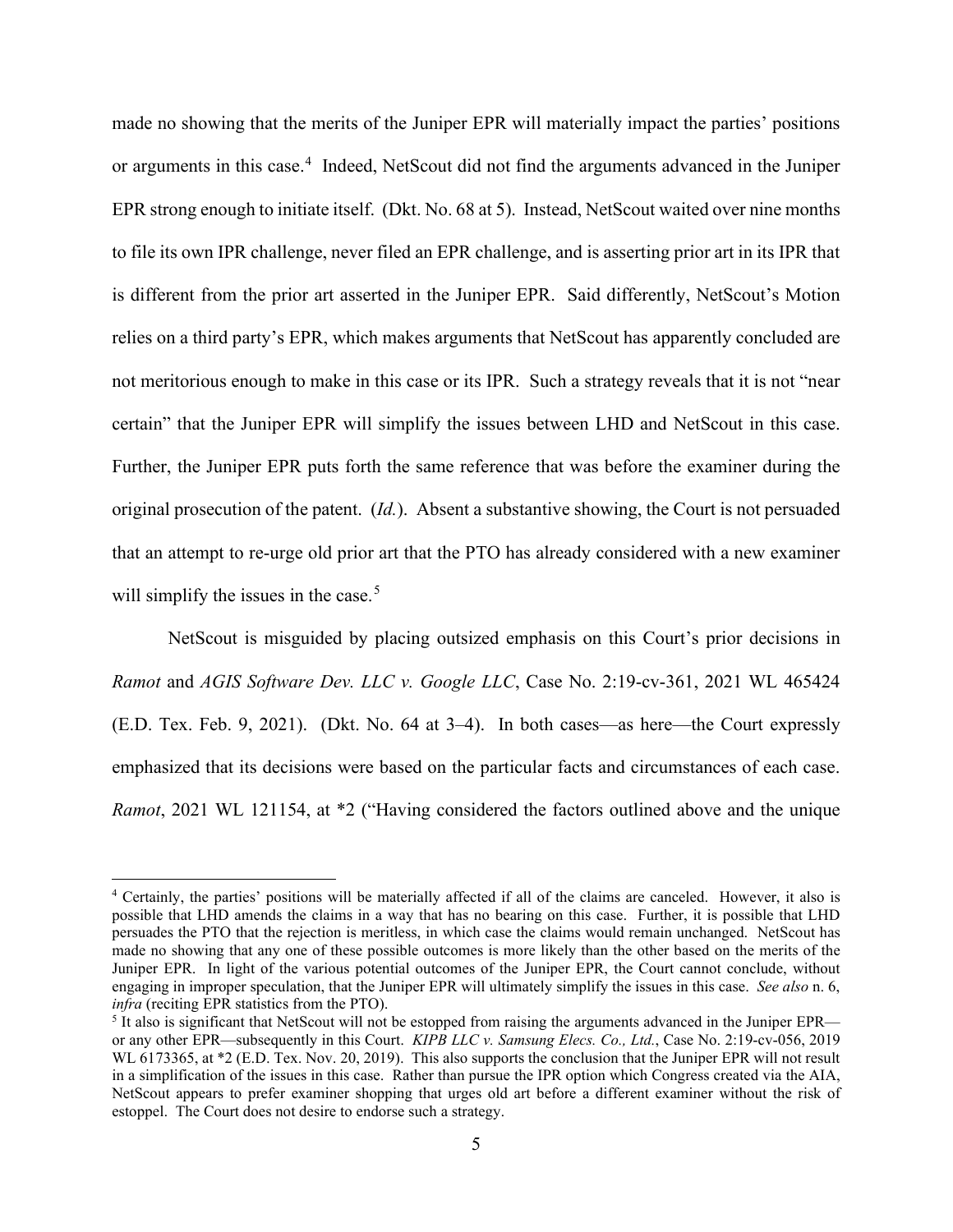made no showing that the merits of the Juniper EPR will materially impact the parties' positions or arguments in this case.[4] Indeed, NetScout did not find the arguments advanced in the Juniper EPR strong enough to initiate itself. (Dkt. No. 68 at 5). Instead, NetScout waited over nine months to file its own IPR challenge, never filed an EPR challenge, and is asserting prior art in its IPR that is different from the prior art asserted in the Juniper EPR. Said differently, NetScout's Motion relies on a third party's EPR, which makes arguments that NetScout has apparently concluded are not meritorious enough to make in this case or its IPR. Such a strategy reveals that it is not "near certain" that the Juniper EPR will simplify the issues between LHD and NetScout in this case. Further, the Juniper EPR puts forth the same reference that was before the examiner during the original prosecution of the patent. (*Id.*). Absent a substantive showing, the Court is not persuaded that an attempt to re-urge old prior art that the PTO has already considered with a new examiner will simplify the issues in the case.[5]

NetScout is misguided by placing outsized emphasis on this Court's prior decisions in *Ramot* and *AGIS Software Dev. LLC v. Google LLC*, Case No. 2:19-cv-361, 2021 WL 465424 (E.D. Tex. Feb. 9, 2021). (Dkt. No. 64 at 3–4). In both cases—as here—the Court expressly emphasized that its decisions were based on the particular facts and circumstances of each case. *Ramot*, 2021 WL 121154, at *2 ("Having considered the factors outlined above and the unique

---

[4] Certainly, the parties' positions will be materially affected if all of the claims are canceled. However, it also is possible that LHD amends the claims in a way that has no bearing on this case. Further, it is possible that LHD persuades the PTO that the rejection is meritless, in which case the claims would remain unchanged. NetScout has made no showing that any one of these possible outcomes is more likely than the other based on the merits of the Juniper EPR. In light of the various possible outcomes of the Juniper EPR, the Court cannot conclude, without engaging in improper speculation, that the Juniper EPR will ultimately simplify the issues in this case. *See also* n. 6, *infra* (reciting EPR statistics from the PTO).

[5] It also is significant that NetScout will not be estopped from raising the arguments advanced in the Juniper EPR—or any other EPR—subsequently in this Court. *KIPB LLC v. Samsung Elecs. Co., Ltd.*, Case No. 2:19-cv-056, 2019 WL 6173365, at *2 (E.D. Tex. Nov. 20, 2019). This also supports the conclusion that the Juniper EPR will not result in a simplification of the issues in this case. Rather than pursue the IPR option which Congress created via the AIA, NetScout appears to prefer examiner shopping that urges old art before a different examiner without the risk of estoppel. The Court does not desire to endorse such a strategy.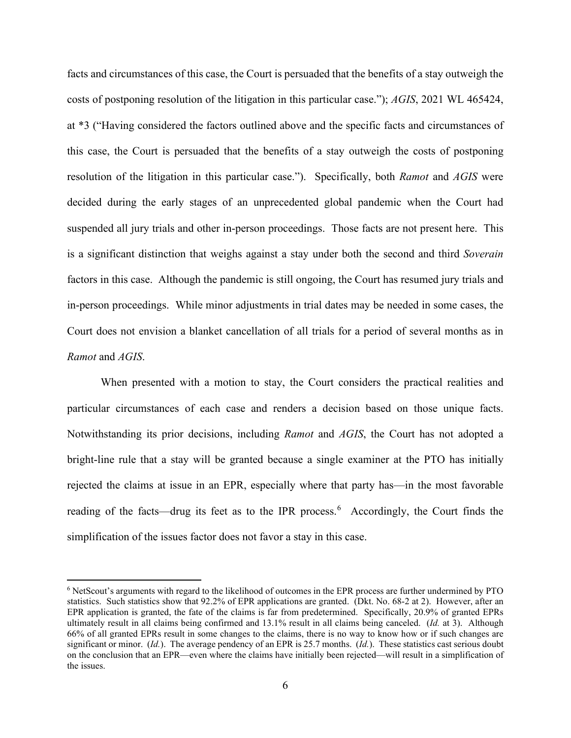facts and circumstances of this case, the Court is persuaded that the benefits of a stay outweigh the costs of postponing resolution of the litigation in this particular case."); *AGIS*, 2021 WL 465424, at *3 ("Having considered the factors outlined above and the specific facts and circumstances of this case, the Court is persuaded that the benefits of a stay outweigh the costs of postponing resolution of the litigation in this particular case."). Specifically, both *Ramot* and *AGIS* were decided during the early stages of an unprecedented global pandemic when the Court had suspended all jury trials and other in-person proceedings. Those facts are not present here. This is a significant distinction that weighs against a stay under both the second and third *Soverain* factors in this case. Although the pandemic is still ongoing, the Court has resumed jury trials and in-person proceedings. While minor adjustments in trial dates may be needed in some cases, the Court does not envision a blanket cancellation of all trials for a period of several months as in *Ramot* and *AGIS*.

When presented with a motion to stay, the Court considers the practical realities and particular circumstances of each case and renders a decision based on those unique facts. Notwithstanding its prior decisions, including *Ramot* and *AGIS*, the Court has not adopted a bright-line rule that a stay will be granted because a single examiner at the PTO has initially rejected the claims at issue in an EPR, especially where that party has—in the most favorable reading of the facts—drug its feet as to the IPR process.[6] Accordingly, the Court finds the simplification of the issues factor does not favor a stay in this case.

[6] NetScout's arguments with regard to the likelihood of outcomes in the EPR process are further undermined by PTO statistics. Such statistics show that 92.2% of EPR applications are granted. (Dkt. No. 68-2 at 2). However, after an EPR application is granted, the fate of the claims is far from predetermined. Specifically, 20.9% of granted EPRs ultimately result in all claims being confirmed and 13.1% result in all claims being canceled. (*Id.* at 3). Although 66% of all granted EPRs result in some changes to the claims, there is no way to know how or if such changes are significant or minor. (*Id.*). The average pendency of an EPR is 25.7 months. (*Id.*). These statistics cast serious doubt on the conclusion that an EPR—even where the claims have initially been rejected—will result in a simplification of the issues.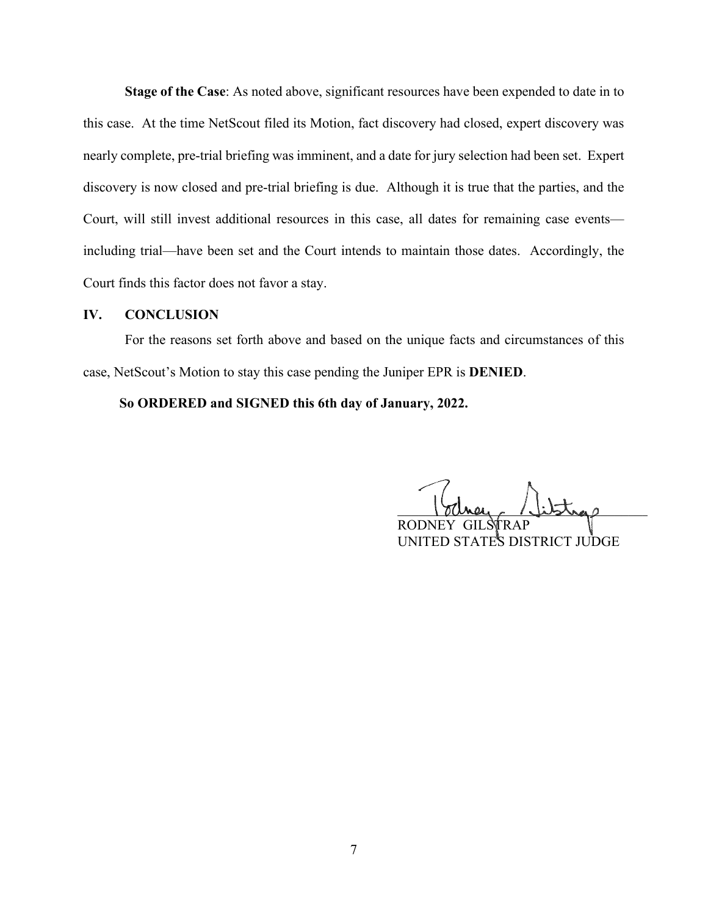**Stage of the Case**: As noted above, significant resources have been expended to date in to this case. At the time NetScout filed its Motion, fact discovery had closed, expert discovery was nearly complete, pre-trial briefing was imminent, and a date for jury selection had been set. Expert discovery is now closed and pre-trial briefing is due. Although it is true that the parties, and the Court, will still invest additional resources in this case, all dates for remaining case events—including trial—have been set and the Court intends to maintain those dates. Accordingly, the Court finds this factor does not favor a stay.

## IV. CONCLUSION

For the reasons set forth above and based on the unique facts and circumstances of this case, NetScout's Motion to stay this case pending the Juniper EPR is **DENIED**.

**So ORDERED and SIGNED this 6th day of January, 2022.**

RODNEY GILSTRAP
UNITED STATES DISTRICT JUDGE